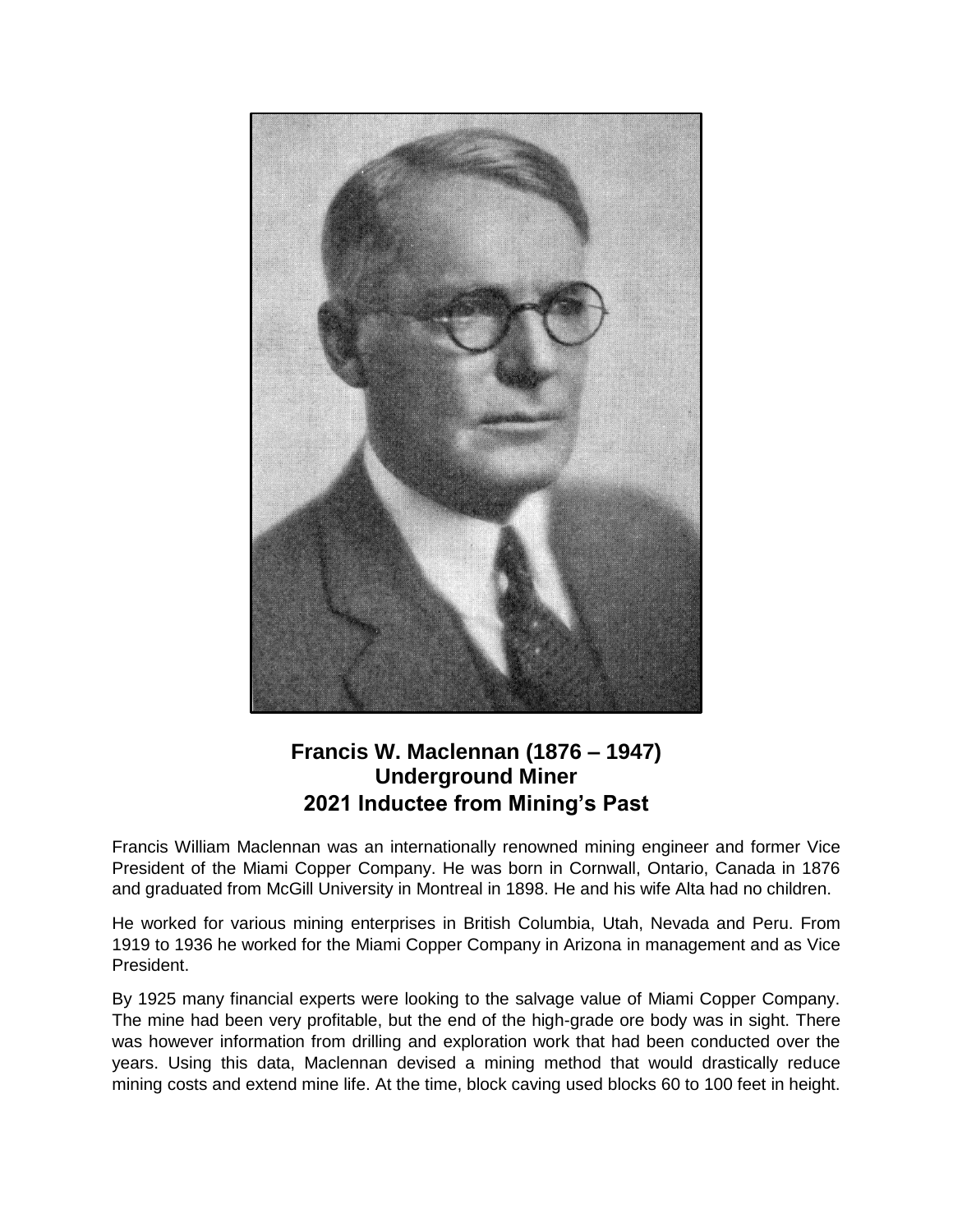**Francis W. Maclennan (1876 – 1947)**
**Underground Miner**
**2021 Inductee from Mining's Past**

Francis William Maclennan was an internationally renowned mining engineer and former Vice President of the Miami Copper Company. He was born in Cornwall, Ontario, Canada in 1876 and graduated from McGill University in Montreal in 1898. He and his wife Alta had no children.

He worked for various mining enterprises in British Columbia, Utah, Nevada and Peru. From 1919 to 1936 he worked for the Miami Copper Company in Arizona in management and as Vice President.

By 1925 many financial experts were looking to the salvage value of Miami Copper Company. The mine had been very profitable, but the end of the high-grade ore body was in sight. There was however information from drilling and exploration work that had been conducted over the years. Using this data, Maclennan devised a mining method that would drastically reduce mining costs and extend mine life. At the time, block caving used blocks 60 to 100 feet in height.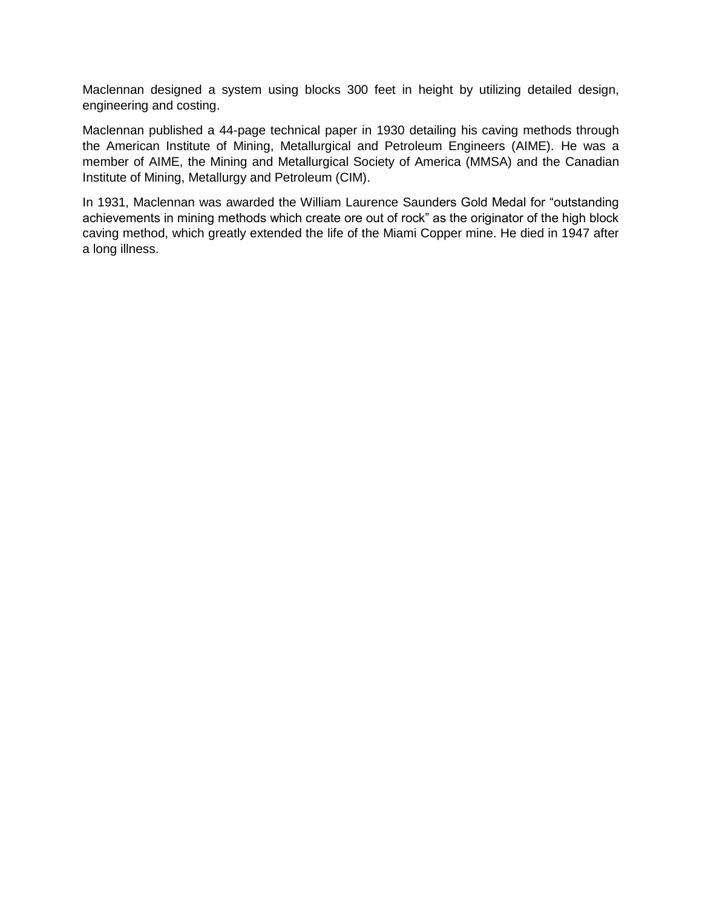Maclennan designed a system using blocks 300 feet in height by utilizing detailed design, engineering and costing.

Maclennan published a 44-page technical paper in 1930 detailing his caving methods through the American Institute of Mining, Metallurgical and Petroleum Engineers (AIME). He was a member of AIME, the Mining and Metallurgical Society of America (MMSA) and the Canadian Institute of Mining, Metallurgy and Petroleum (CIM).

In 1931, Maclennan was awarded the William Laurence Saunders Gold Medal for "outstanding achievements in mining methods which create ore out of rock" as the originator of the high block caving method, which greatly extended the life of the Miami Copper mine. He died in 1947 after a long illness.